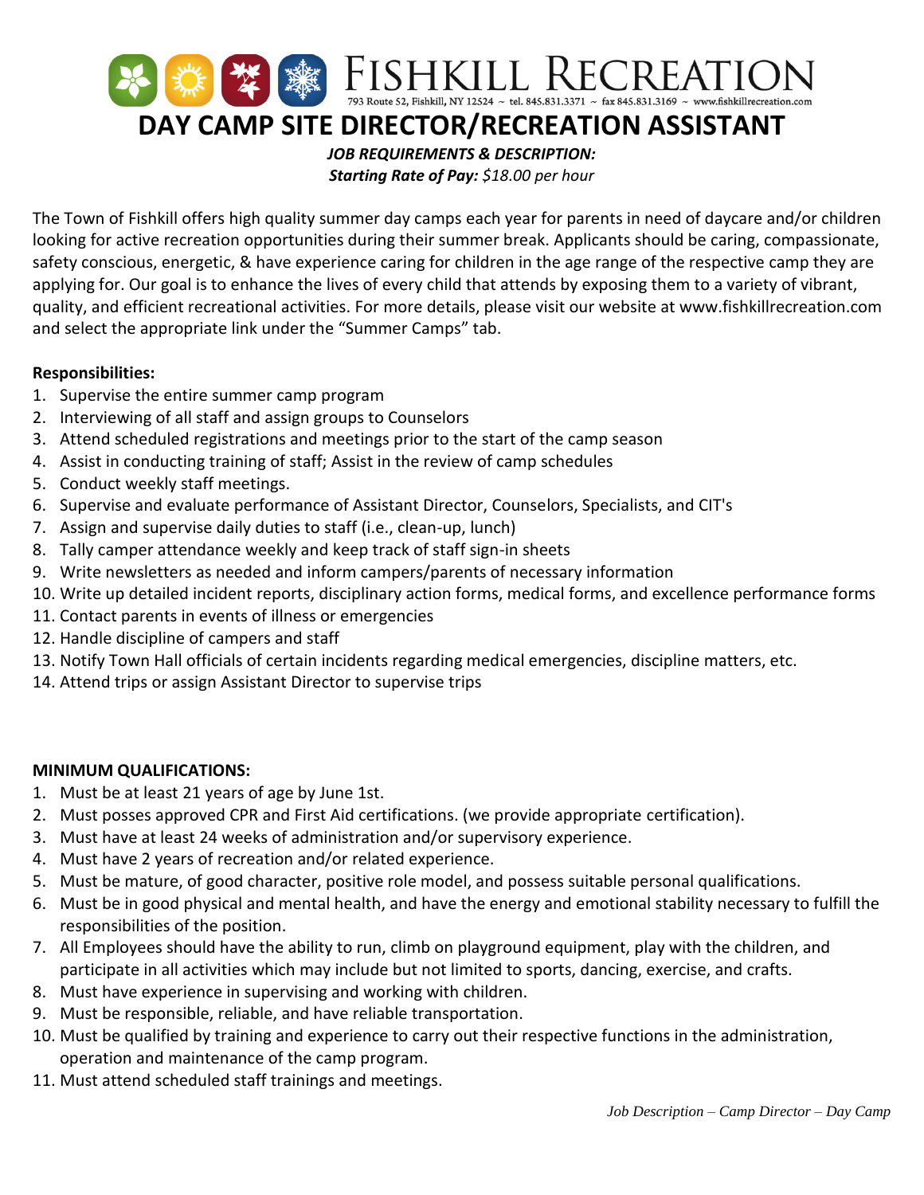# FISHKILL RECREATION

793 Route 52, Fishkill, NY 12524 ~ tel. 845.831.3371 ~ fax 845.831.3169 ~ www.fishkillrecreation.com

# DAY CAMP SITE DIRECTOR/RECREATION ASSISTANT

***JOB REQUIREMENTS & DESCRIPTION:***

***Starting Rate of Pay:*** *$18.00 per hour*

The Town of Fishkill offers high quality summer day camps each year for parents in need of daycare and/or children looking for active recreation opportunities during their summer break. Applicants should be caring, compassionate, safety conscious, energetic, & have experience caring for children in the age range of the respective camp they are applying for. Our goal is to enhance the lives of every child that attends by exposing them to a variety of vibrant, quality, and efficient recreational activities. For more details, please visit our website at www.fishkillrecreation.com and select the appropriate link under the "Summer Camps" tab.

**Responsibilities:**

1. Supervise the entire summer camp program
2. Interviewing of all staff and assign groups to Counselors
3. Attend scheduled registrations and meetings prior to the start of the camp season
4. Assist in conducting training of staff; Assist in the review of camp schedules
5. Conduct weekly staff meetings.
6. Supervise and evaluate performance of Assistant Director, Counselors, Specialists, and CIT's
7. Assign and supervise daily duties to staff (i.e., clean-up, lunch)
8. Tally camper attendance weekly and keep track of staff sign-in sheets
9. Write newsletters as needed and inform campers/parents of necessary information
10. Write up detailed incident reports, disciplinary action forms, medical forms, and excellence performance forms
11. Contact parents in events of illness or emergencies
12. Handle discipline of campers and staff
13. Notify Town Hall officials of certain incidents regarding medical emergencies, discipline matters, etc.
14. Attend trips or assign Assistant Director to supervise trips

**MINIMUM QUALIFICATIONS:**

1. Must be at least 21 years of age by June 1st.
2. Must posses approved CPR and First Aid certifications. (we provide appropriate certification).
3. Must have at least 24 weeks of administration and/or supervisory experience.
4. Must have 2 years of recreation and/or related experience.
5. Must be mature, of good character, positive role model, and possess suitable personal qualifications.
6. Must be in good physical and mental health, and have the energy and emotional stability necessary to fulfill the responsibilities of the position.
7. All Employees should have the ability to run, climb on playground equipment, play with the children, and participate in all activities which may include but not limited to sports, dancing, exercise, and crafts.
8. Must have experience in supervising and working with children.
9. Must be responsible, reliable, and have reliable transportation.
10. Must be qualified by training and experience to carry out their respective functions in the administration, operation and maintenance of the camp program.
11. Must attend scheduled staff trainings and meetings.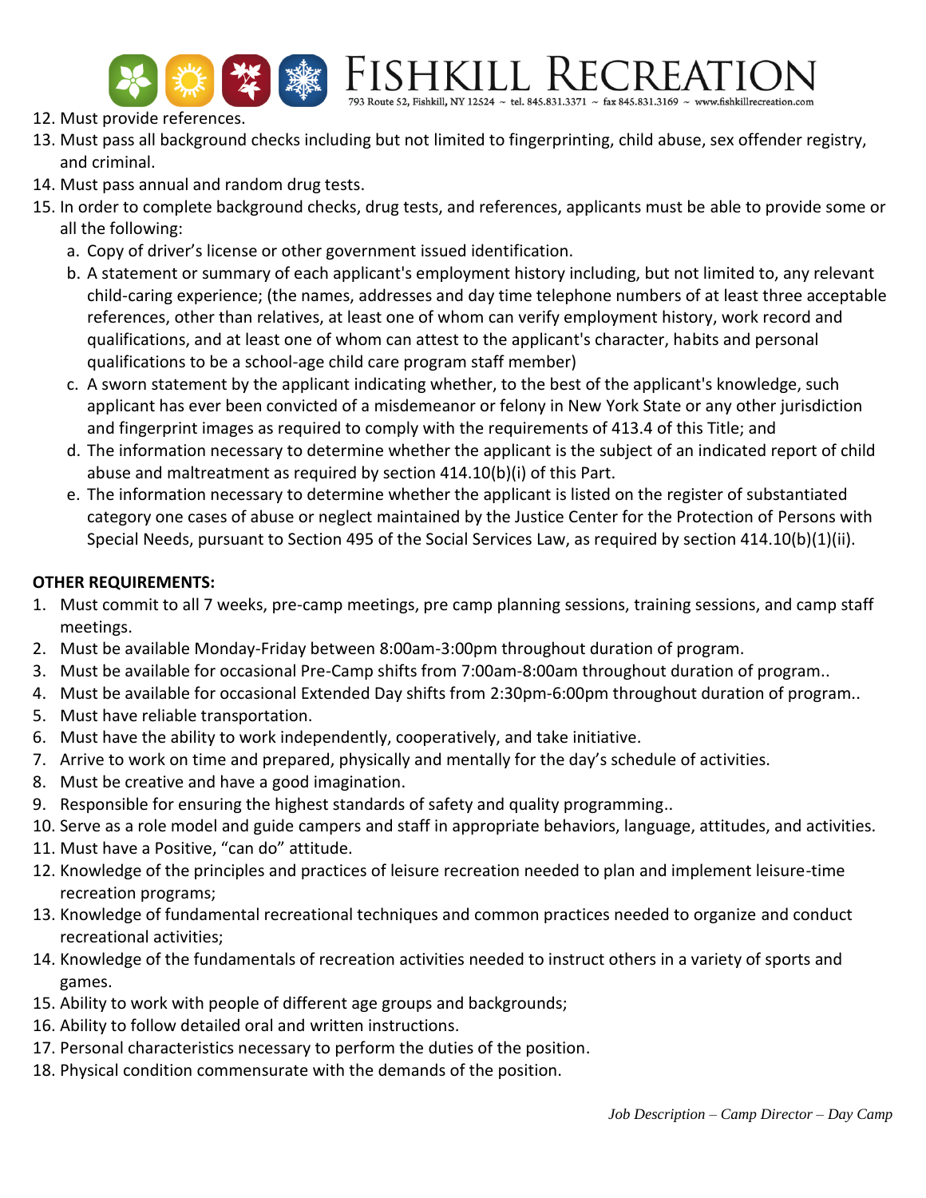12. Must provide references.
13. Must pass all background checks including but not limited to fingerprinting, child abuse, sex offender registry, and criminal.
14. Must pass annual and random drug tests.
15. In order to complete background checks, drug tests, and references, applicants must be able to provide some or all the following:
    a. Copy of driver's license or other government issued identification.
    b. A statement or summary of each applicant's employment history including, but not limited to, any relevant child-caring experience; (the names, addresses and day time telephone numbers of at least three acceptable references, other than relatives, at least one of whom can verify employment history, work record and qualifications, and at least one of whom can attest to the applicant's character, habits and personal qualifications to be a school-age child care program staff member)
    c. A sworn statement by the applicant indicating whether, to the best of the applicant's knowledge, such applicant has ever been convicted of a misdemeanor or felony in New York State or any other jurisdiction and fingerprint images as required to comply with the requirements of 413.4 of this Title; and
    d. The information necessary to determine whether the applicant is the subject of an indicated report of child abuse and maltreatment as required by section 414.10(b)(i) of this Part.
    e. The information necessary to determine whether the applicant is listed on the register of substantiated category one cases of abuse or neglect maintained by the Justice Center for the Protection of Persons with Special Needs, pursuant to Section 495 of the Social Services Law, as required by section 414.10(b)(1)(ii).

**OTHER REQUIREMENTS:**

1. Must commit to all 7 weeks, pre-camp meetings, pre camp planning sessions, training sessions, and camp staff meetings.
2. Must be available Monday-Friday between 8:00am-3:00pm throughout duration of program.
3. Must be available for occasional Pre-Camp shifts from 7:00am-8:00am throughout duration of program..
4. Must be available for occasional Extended Day shifts from 2:30pm-6:00pm throughout duration of program..
5. Must have reliable transportation.
6. Must have the ability to work independently, cooperatively, and take initiative.
7. Arrive to work on time and prepared, physically and mentally for the day's schedule of activities.
8. Must be creative and have a good imagination.
9. Responsible for ensuring the highest standards of safety and quality programming..
10. Serve as a role model and guide campers and staff in appropriate behaviors, language, attitudes, and activities.
11. Must have a Positive, "can do" attitude.
12. Knowledge of the principles and practices of leisure recreation needed to plan and implement leisure-time recreation programs;
13. Knowledge of fundamental recreational techniques and common practices needed to organize and conduct recreational activities;
14. Knowledge of the fundamentals of recreation activities needed to instruct others in a variety of sports and games.
15. Ability to work with people of different age groups and backgrounds;
16. Ability to follow detailed oral and written instructions.
17. Personal characteristics necessary to perform the duties of the position.
18. Physical condition commensurate with the demands of the position.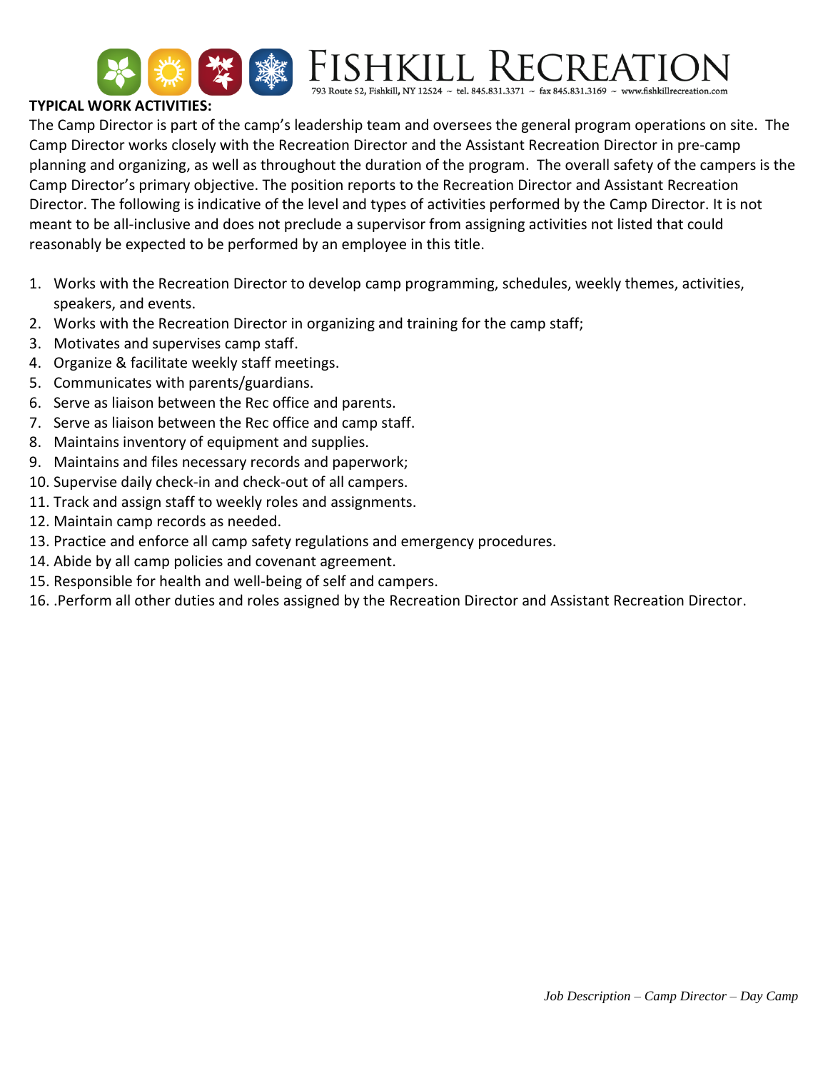**TYPICAL WORK ACTIVITIES:**

The Camp Director is part of the camp's leadership team and oversees the general program operations on site. The Camp Director works closely with the Recreation Director and the Assistant Recreation Director in pre-camp planning and organizing, as well as throughout the duration of the program. The overall safety of the campers is the Camp Director's primary objective. The position reports to the Recreation Director and Assistant Recreation Director. The following is indicative of the level and types of activities performed by the Camp Director. It is not meant to be all-inclusive and does not preclude a supervisor from assigning activities not listed that could reasonably be expected to be performed by an employee in this title.

1. Works with the Recreation Director to develop camp programming, schedules, weekly themes, activities, speakers, and events.
2. Works with the Recreation Director in organizing and training for the camp staff;
3. Motivates and supervises camp staff.
4. Organize & facilitate weekly staff meetings.
5. Communicates with parents/guardians.
6. Serve as liaison between the Rec office and parents.
7. Serve as liaison between the Rec office and camp staff.
8. Maintains inventory of equipment and supplies.
9. Maintains and files necessary records and paperwork;
10. Supervise daily check-in and check-out of all campers.
11. Track and assign staff to weekly roles and assignments.
12. Maintain camp records as needed.
13. Practice and enforce all camp safety regulations and emergency procedures.
14. Abide by all camp policies and covenant agreement.
15. Responsible for health and well-being of self and campers.
16. .Perform all other duties and roles assigned by the Recreation Director and Assistant Recreation Director.